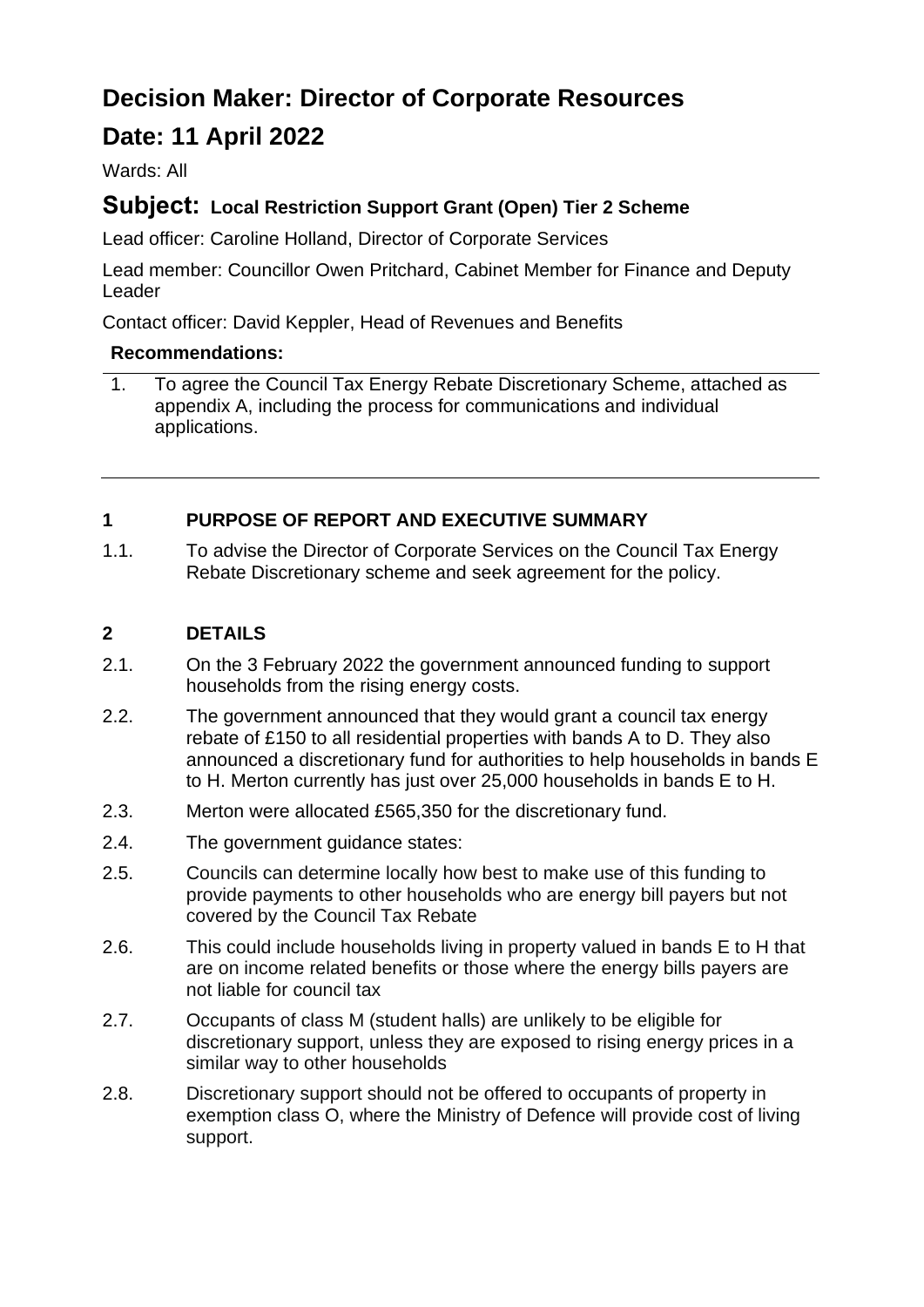# Decision Maker: Director of Corporate Resources

# Date: 11 April 2022

Wards: All

## Subject: Local Restriction Support Grant (Open) Tier 2 Scheme

Lead officer: Caroline Holland, Director of Corporate Services

Lead member: Councillor Owen Pritchard, Cabinet Member for Finance and Deputy Leader

Contact officer: David Keppler, Head of Revenues and Benefits

**Recommendations:**

1. To agree the Council Tax Energy Rebate Discretionary Scheme, attached as appendix A, including the process for communications and individual applications.

---

### 1 PURPOSE OF REPORT AND EXECUTIVE SUMMARY

1.1. To advise the Director of Corporate Services on the Council Tax Energy Rebate Discretionary scheme and seek agreement for the policy.

### 2 DETAILS

2.1. On the 3 February 2022 the government announced funding to support households from the rising energy costs.

2.2. The government announced that they would grant a council tax energy rebate of £150 to all residential properties with bands A to D. They also announced a discretionary fund for authorities to help households in bands E to H. Merton currently has just over 25,000 households in bands E to H.

2.3. Merton were allocated £565,350 for the discretionary fund.

2.4. The government guidance states:

2.5. Councils can determine locally how best to make use of this funding to provide payments to other households who are energy bill payers but not covered by the Council Tax Rebate

2.6. This could include households living in property valued in bands E to H that are on income related benefits or those where the energy bills payers are not liable for council tax

2.7. Occupants of class M (student halls) are unlikely to be eligible for discretionary support, unless they are exposed to rising energy prices in a similar way to other households

2.8. Discretionary support should not be offered to occupants of property in exemption class O, where the Ministry of Defence will provide cost of living support.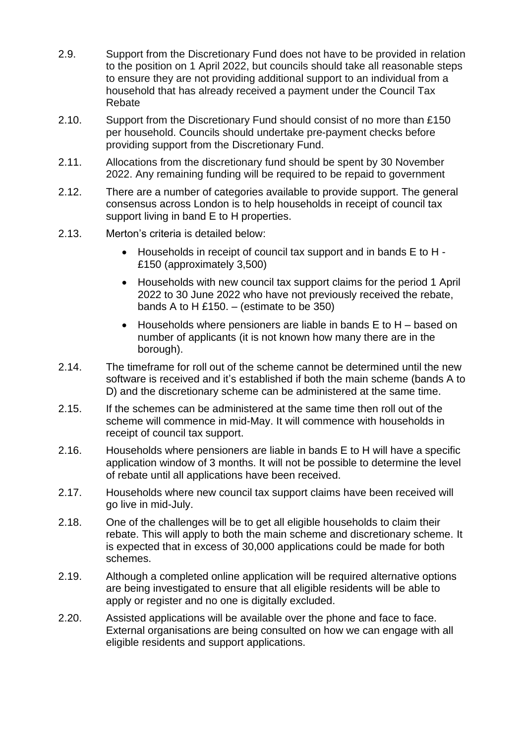2.9. Support from the Discretionary Fund does not have to be provided in relation to the position on 1 April 2022, but councils should take all reasonable steps to ensure they are not providing additional support to an individual from a household that has already received a payment under the Council Tax Rebate

2.10. Support from the Discretionary Fund should consist of no more than £150 per household. Councils should undertake pre-payment checks before providing support from the Discretionary Fund.

2.11. Allocations from the discretionary fund should be spent by 30 November 2022. Any remaining funding will be required to be repaid to government

2.12. There are a number of categories available to provide support. The general consensus across London is to help households in receipt of council tax support living in band E to H properties.

2.13. Merton's criteria is detailed below:

- Households in receipt of council tax support and in bands E to H - £150 (approximately 3,500)
- Households with new council tax support claims for the period 1 April 2022 to 30 June 2022 who have not previously received the rebate, bands A to H £150. – (estimate to be 350)
- Households where pensioners are liable in bands E to H – based on number of applicants (it is not known how many there are in the borough).

2.14. The timeframe for roll out of the scheme cannot be determined until the new software is received and it's established if both the main scheme (bands A to D) and the discretionary scheme can be administered at the same time.

2.15. If the schemes can be administered at the same time then roll out of the scheme will commence in mid-May. It will commence with households in receipt of council tax support.

2.16. Households where pensioners are liable in bands E to H will have a specific application window of 3 months. It will not be possible to determine the level of rebate until all applications have been received.

2.17. Households where new council tax support claims have been received will go live in mid-July.

2.18. One of the challenges will be to get all eligible households to claim their rebate. This will apply to both the main scheme and discretionary scheme. It is expected that in excess of 30,000 applications could be made for both schemes.

2.19. Although a completed online application will be required alternative options are being investigated to ensure that all eligible residents will be able to apply or register and no one is digitally excluded.

2.20. Assisted applications will be available over the phone and face to face. External organisations are being consulted on how we can engage with all eligible residents and support applications.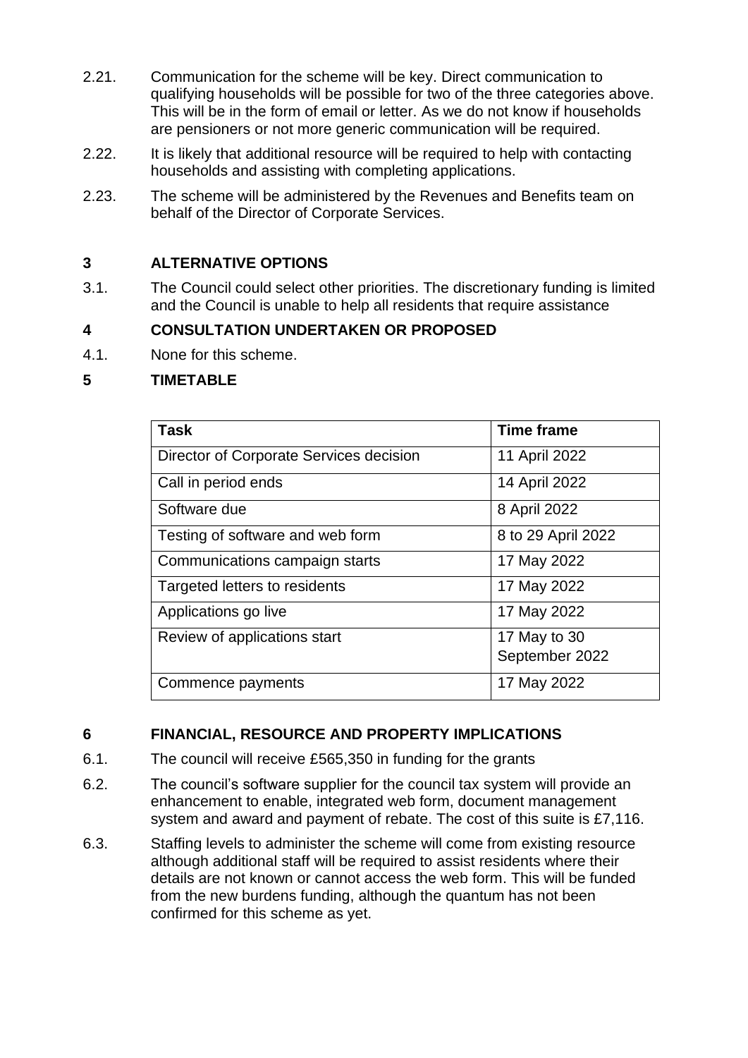2.21. Communication for the scheme will be key. Direct communication to qualifying households will be possible for two of the three categories above. This will be in the form of email or letter. As we do not know if households are pensioners or not more generic communication will be required.

2.22. It is likely that additional resource will be required to help with contacting households and assisting with completing applications.

2.23. The scheme will be administered by the Revenues and Benefits team on behalf of the Director of Corporate Services.

## 3 ALTERNATIVE OPTIONS

3.1. The Council could select other priorities. The discretionary funding is limited and the Council is unable to help all residents that require assistance

## 4 CONSULTATION UNDERTAKEN OR PROPOSED

4.1. None for this scheme.

## 5 TIMETABLE

| Task | Time frame |
| --- | --- |
| Director of Corporate Services decision | 11 April 2022 |
| Call in period ends | 14 April 2022 |
| Software due | 8 April 2022 |
| Testing of software and web form | 8 to 29 April 2022 |
| Communications campaign starts | 17 May 2022 |
| Targeted letters to residents | 17 May 2022 |
| Applications go live | 17 May 2022 |
| Review of applications start | 17 May to 30 September 2022 |
| Commence payments | 17 May 2022 |

## 6 FINANCIAL, RESOURCE AND PROPERTY IMPLICATIONS

6.1. The council will receive £565,350 in funding for the grants

6.2. The council's software supplier for the council tax system will provide an enhancement to enable, integrated web form, document management system and award and payment of rebate. The cost of this suite is £7,116.

6.3. Staffing levels to administer the scheme will come from existing resource although additional staff will be required to assist residents where their details are not known or cannot access the web form. This will be funded from the new burdens funding, although the quantum has not been confirmed for this scheme as yet.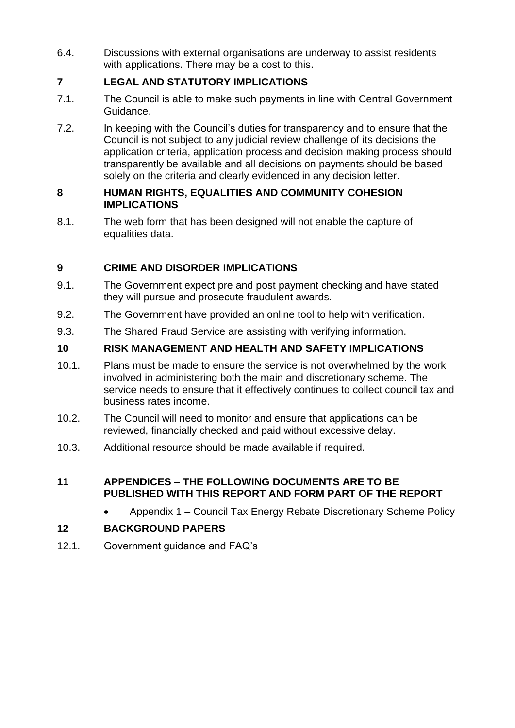6.4. Discussions with external organisations are underway to assist residents with applications. There may be a cost to this.

## 7 LEGAL AND STATUTORY IMPLICATIONS

7.1. The Council is able to make such payments in line with Central Government Guidance.

7.2. In keeping with the Council's duties for transparency and to ensure that the Council is not subject to any judicial review challenge of its decisions the application criteria, application process and decision making process should transparently be available and all decisions on payments should be based solely on the criteria and clearly evidenced in any decision letter.

## 8 HUMAN RIGHTS, EQUALITIES AND COMMUNITY COHESION IMPLICATIONS

8.1. The web form that has been designed will not enable the capture of equalities data.

## 9 CRIME AND DISORDER IMPLICATIONS

9.1. The Government expect pre and post payment checking and have stated they will pursue and prosecute fraudulent awards.

9.2. The Government have provided an online tool to help with verification.

9.3. The Shared Fraud Service are assisting with verifying information.

## 10 RISK MANAGEMENT AND HEALTH AND SAFETY IMPLICATIONS

10.1. Plans must be made to ensure the service is not overwhelmed by the work involved in administering both the main and discretionary scheme. The service needs to ensure that it effectively continues to collect council tax and business rates income.

10.2. The Council will need to monitor and ensure that applications can be reviewed, financially checked and paid without excessive delay.

10.3. Additional resource should be made available if required.

## 11 APPENDICES – THE FOLLOWING DOCUMENTS ARE TO BE PUBLISHED WITH THIS REPORT AND FORM PART OF THE REPORT

- Appendix 1 – Council Tax Energy Rebate Discretionary Scheme Policy

## 12 BACKGROUND PAPERS

12.1. Government guidance and FAQ's